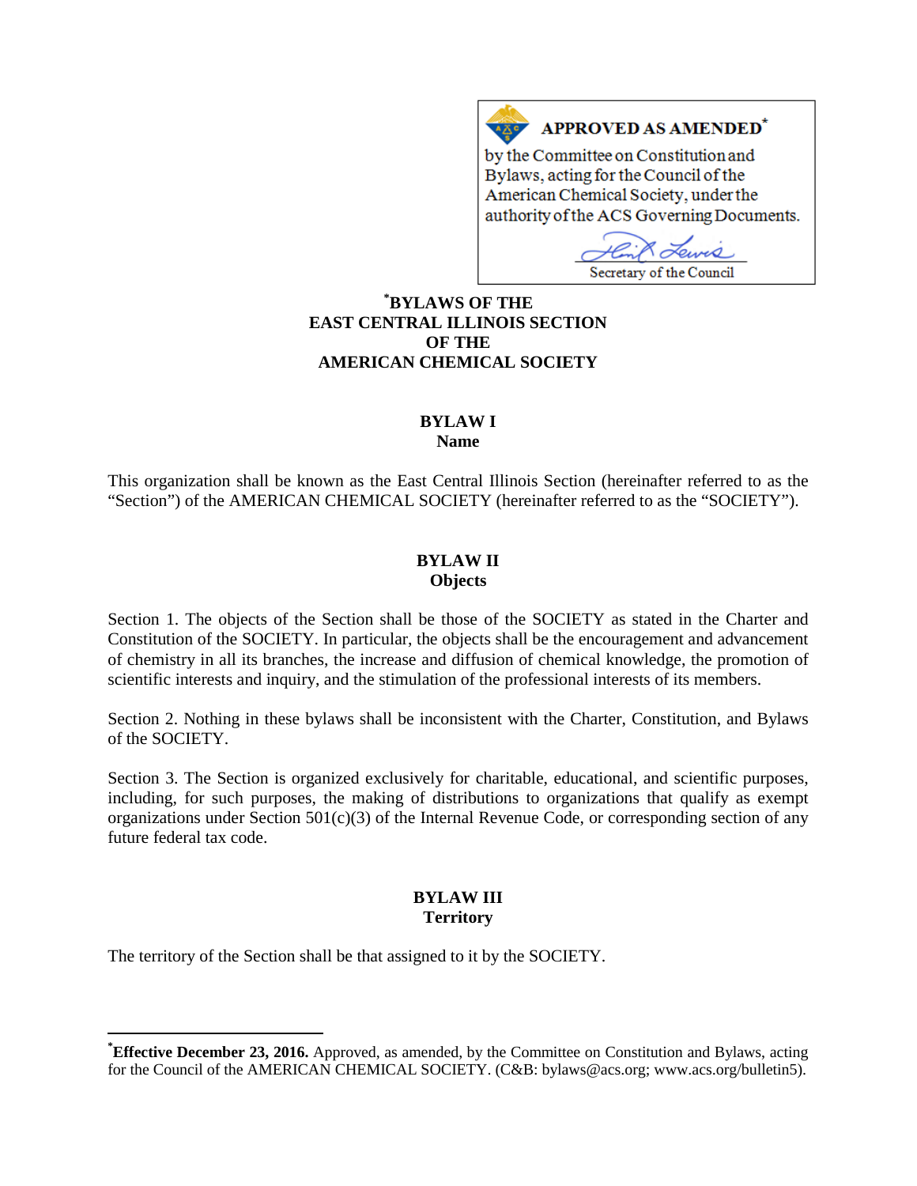**APPROVED AS AMENDED[*]**

by the Committee on Constitution and Bylaws, acting for the Council of the American Chemical Society, under the authority of the ACS Governing Documents.

Secretary of the Council

# [*]BYLAWS OF THE EAST CENTRAL ILLINOIS SECTION OF THE AMERICAN CHEMICAL SOCIETY

## BYLAW I
**Name**

This organization shall be known as the East Central Illinois Section (hereinafter referred to as the "Section") of the AMERICAN CHEMICAL SOCIETY (hereinafter referred to as the "SOCIETY").

## BYLAW II
**Objects**

Section 1. The objects of the Section shall be those of the SOCIETY as stated in the Charter and Constitution of the SOCIETY. In particular, the objects shall be the encouragement and advancement of chemistry in all its branches, the increase and diffusion of chemical knowledge, the promotion of scientific interests and inquiry, and the stimulation of the professional interests of its members.

Section 2. Nothing in these bylaws shall be inconsistent with the Charter, Constitution, and Bylaws of the SOCIETY.

Section 3. The Section is organized exclusively for charitable, educational, and scientific purposes, including, for such purposes, the making of distributions to organizations that qualify as exempt organizations under Section 501(c)(3) of the Internal Revenue Code, or corresponding section of any future federal tax code.

## BYLAW III
**Territory**

The territory of the Section shall be that assigned to it by the SOCIETY.

---

[*]**Effective December 23, 2016.** Approved, as amended, by the Committee on Constitution and Bylaws, acting for the Council of the AMERICAN CHEMICAL SOCIETY. (C&B: bylaws@acs.org; www.acs.org/bulletin5).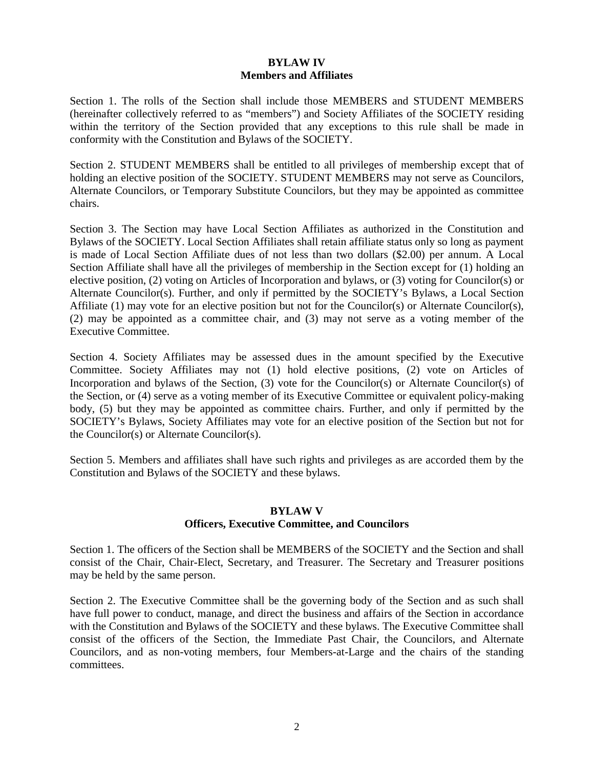## BYLAW IV
## Members and Affiliates

Section 1. The rolls of the Section shall include those MEMBERS and STUDENT MEMBERS (hereinafter collectively referred to as "members") and Society Affiliates of the SOCIETY residing within the territory of the Section provided that any exceptions to this rule shall be made in conformity with the Constitution and Bylaws of the SOCIETY.

Section 2. STUDENT MEMBERS shall be entitled to all privileges of membership except that of holding an elective position of the SOCIETY. STUDENT MEMBERS may not serve as Councilors, Alternate Councilors, or Temporary Substitute Councilors, but they may be appointed as committee chairs.

Section 3. The Section may have Local Section Affiliates as authorized in the Constitution and Bylaws of the SOCIETY. Local Section Affiliates shall retain affiliate status only so long as payment is made of Local Section Affiliate dues of not less than two dollars ($2.00) per annum. A Local Section Affiliate shall have all the privileges of membership in the Section except for (1) holding an elective position, (2) voting on Articles of Incorporation and bylaws, or (3) voting for Councilor(s) or Alternate Councilor(s). Further, and only if permitted by the SOCIETY's Bylaws, a Local Section Affiliate (1) may vote for an elective position but not for the Councilor(s) or Alternate Councilor(s), (2) may be appointed as a committee chair, and (3) may not serve as a voting member of the Executive Committee.

Section 4. Society Affiliates may be assessed dues in the amount specified by the Executive Committee. Society Affiliates may not (1) hold elective positions, (2) vote on Articles of Incorporation and bylaws of the Section, (3) vote for the Councilor(s) or Alternate Councilor(s) of the Section, or (4) serve as a voting member of its Executive Committee or equivalent policy-making body, (5) but they may be appointed as committee chairs. Further, and only if permitted by the SOCIETY's Bylaws, Society Affiliates may vote for an elective position of the Section but not for the Councilor(s) or Alternate Councilor(s).

Section 5. Members and affiliates shall have such rights and privileges as are accorded them by the Constitution and Bylaws of the SOCIETY and these bylaws.

## BYLAW V
## Officers, Executive Committee, and Councilors

Section 1. The officers of the Section shall be MEMBERS of the SOCIETY and the Section and shall consist of the Chair, Chair-Elect, Secretary, and Treasurer. The Secretary and Treasurer positions may be held by the same person.

Section 2. The Executive Committee shall be the governing body of the Section and as such shall have full power to conduct, manage, and direct the business and affairs of the Section in accordance with the Constitution and Bylaws of the SOCIETY and these bylaws. The Executive Committee shall consist of the officers of the Section, the Immediate Past Chair, the Councilors, and Alternate Councilors, and as non-voting members, four Members-at-Large and the chairs of the standing committees.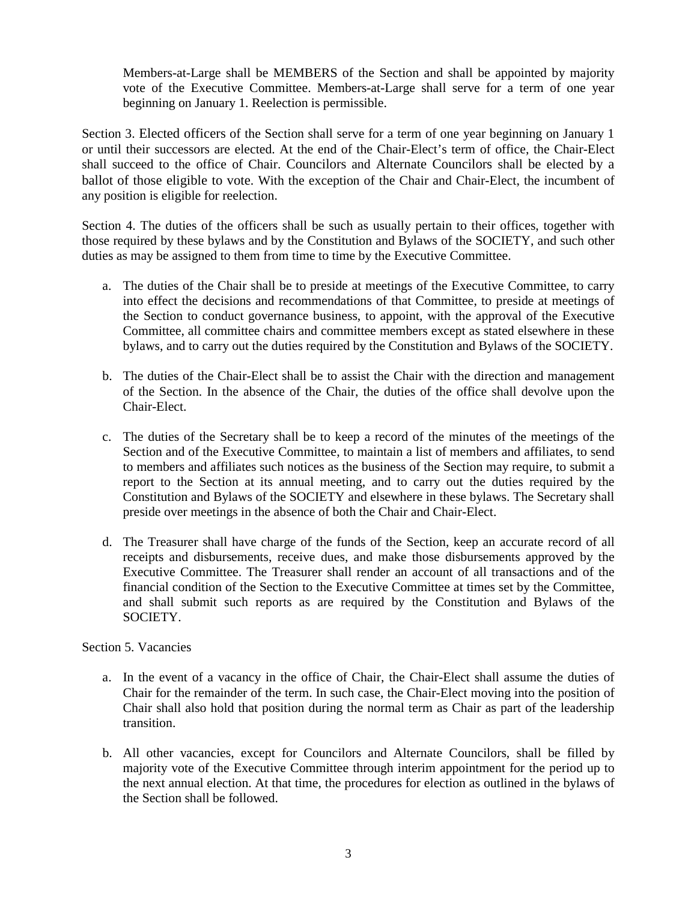Members-at-Large shall be MEMBERS of the Section and shall be appointed by majority vote of the Executive Committee. Members-at-Large shall serve for a term of one year beginning on January 1. Reelection is permissible.

Section 3. Elected officers of the Section shall serve for a term of one year beginning on January 1 or until their successors are elected. At the end of the Chair-Elect's term of office, the Chair-Elect shall succeed to the office of Chair. Councilors and Alternate Councilors shall be elected by a ballot of those eligible to vote. With the exception of the Chair and Chair-Elect, the incumbent of any position is eligible for reelection.

Section 4. The duties of the officers shall be such as usually pertain to their offices, together with those required by these bylaws and by the Constitution and Bylaws of the SOCIETY, and such other duties as may be assigned to them from time to time by the Executive Committee.

a. The duties of the Chair shall be to preside at meetings of the Executive Committee, to carry into effect the decisions and recommendations of that Committee, to preside at meetings of the Section to conduct governance business, to appoint, with the approval of the Executive Committee, all committee chairs and committee members except as stated elsewhere in these bylaws, and to carry out the duties required by the Constitution and Bylaws of the SOCIETY.

b. The duties of the Chair-Elect shall be to assist the Chair with the direction and management of the Section. In the absence of the Chair, the duties of the office shall devolve upon the Chair-Elect.

c. The duties of the Secretary shall be to keep a record of the minutes of the meetings of the Section and of the Executive Committee, to maintain a list of members and affiliates, to send to members and affiliates such notices as the business of the Section may require, to submit a report to the Section at its annual meeting, and to carry out the duties required by the Constitution and Bylaws of the SOCIETY and elsewhere in these bylaws. The Secretary shall preside over meetings in the absence of both the Chair and Chair-Elect.

d. The Treasurer shall have charge of the funds of the Section, keep an accurate record of all receipts and disbursements, receive dues, and make those disbursements approved by the Executive Committee. The Treasurer shall render an account of all transactions and of the financial condition of the Section to the Executive Committee at times set by the Committee, and shall submit such reports as are required by the Constitution and Bylaws of the SOCIETY.

Section 5. Vacancies

a. In the event of a vacancy in the office of Chair, the Chair-Elect shall assume the duties of Chair for the remainder of the term. In such case, the Chair-Elect moving into the position of Chair shall also hold that position during the normal term as Chair as part of the leadership transition.

b. All other vacancies, except for Councilors and Alternate Councilors, shall be filled by majority vote of the Executive Committee through interim appointment for the period up to the next annual election. At that time, the procedures for election as outlined in the bylaws of the Section shall be followed.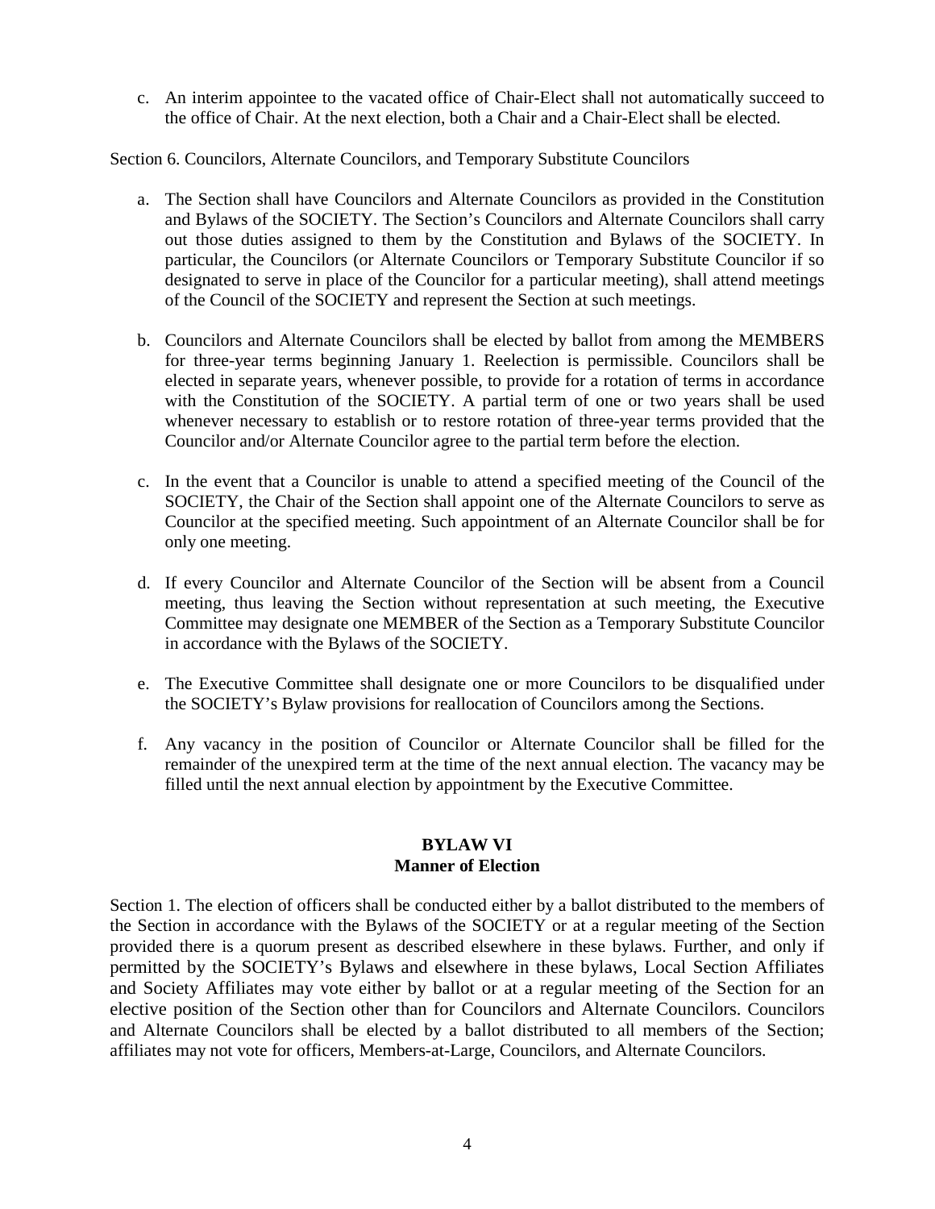c. An interim appointee to the vacated office of Chair-Elect shall not automatically succeed to the office of Chair. At the next election, both a Chair and a Chair-Elect shall be elected.

Section 6. Councilors, Alternate Councilors, and Temporary Substitute Councilors

a. The Section shall have Councilors and Alternate Councilors as provided in the Constitution and Bylaws of the SOCIETY. The Section's Councilors and Alternate Councilors shall carry out those duties assigned to them by the Constitution and Bylaws of the SOCIETY. In particular, the Councilors (or Alternate Councilors or Temporary Substitute Councilor if so designated to serve in place of the Councilor for a particular meeting), shall attend meetings of the Council of the SOCIETY and represent the Section at such meetings.

b. Councilors and Alternate Councilors shall be elected by ballot from among the MEMBERS for three-year terms beginning January 1. Reelection is permissible. Councilors shall be elected in separate years, whenever possible, to provide for a rotation of terms in accordance with the Constitution of the SOCIETY. A partial term of one or two years shall be used whenever necessary to establish or to restore rotation of three-year terms provided that the Councilor and/or Alternate Councilor agree to the partial term before the election.

c. In the event that a Councilor is unable to attend a specified meeting of the Council of the SOCIETY, the Chair of the Section shall appoint one of the Alternate Councilors to serve as Councilor at the specified meeting. Such appointment of an Alternate Councilor shall be for only one meeting.

d. If every Councilor and Alternate Councilor of the Section will be absent from a Council meeting, thus leaving the Section without representation at such meeting, the Executive Committee may designate one MEMBER of the Section as a Temporary Substitute Councilor in accordance with the Bylaws of the SOCIETY.

e. The Executive Committee shall designate one or more Councilors to be disqualified under the SOCIETY's Bylaw provisions for reallocation of Councilors among the Sections.

f. Any vacancy in the position of Councilor or Alternate Councilor shall be filled for the remainder of the unexpired term at the time of the next annual election. The vacancy may be filled until the next annual election by appointment by the Executive Committee.

## BYLAW VI
## Manner of Election

Section 1. The election of officers shall be conducted either by a ballot distributed to the members of the Section in accordance with the Bylaws of the SOCIETY or at a regular meeting of the Section provided there is a quorum present as described elsewhere in these bylaws. Further, and only if permitted by the SOCIETY's Bylaws and elsewhere in these bylaws, Local Section Affiliates and Society Affiliates may vote either by ballot or at a regular meeting of the Section for an elective position of the Section other than for Councilors and Alternate Councilors. Councilors and Alternate Councilors shall be elected by a ballot distributed to all members of the Section; affiliates may not vote for officers, Members-at-Large, Councilors, and Alternate Councilors.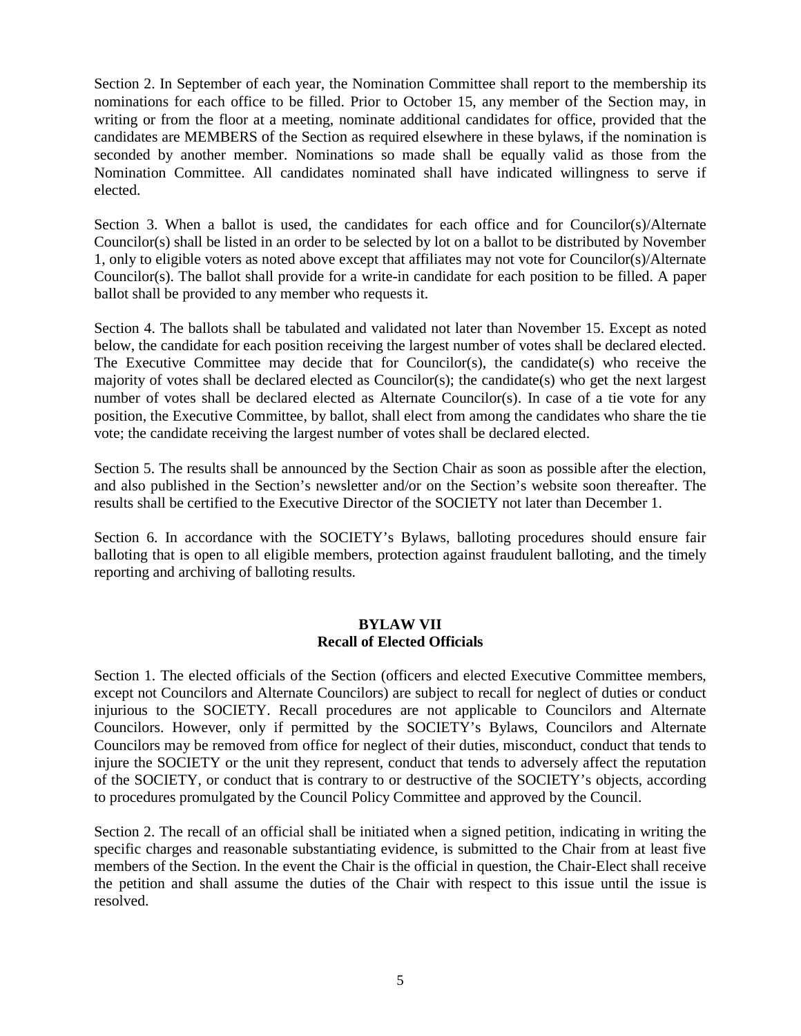Section 2. In September of each year, the Nomination Committee shall report to the membership its nominations for each office to be filled. Prior to October 15, any member of the Section may, in writing or from the floor at a meeting, nominate additional candidates for office, provided that the candidates are MEMBERS of the Section as required elsewhere in these bylaws, if the nomination is seconded by another member. Nominations so made shall be equally valid as those from the Nomination Committee. All candidates nominated shall have indicated willingness to serve if elected.

Section 3. When a ballot is used, the candidates for each office and for Councilor(s)/Alternate Councilor(s) shall be listed in an order to be selected by lot on a ballot to be distributed by November 1, only to eligible voters as noted above except that affiliates may not vote for Councilor(s)/Alternate Councilor(s). The ballot shall provide for a write-in candidate for each position to be filled. A paper ballot shall be provided to any member who requests it.

Section 4. The ballots shall be tabulated and validated not later than November 15. Except as noted below, the candidate for each position receiving the largest number of votes shall be declared elected. The Executive Committee may decide that for Councilor(s), the candidate(s) who receive the majority of votes shall be declared elected as Councilor(s); the candidate(s) who get the next largest number of votes shall be declared elected as Alternate Councilor(s). In case of a tie vote for any position, the Executive Committee, by ballot, shall elect from among the candidates who share the tie vote; the candidate receiving the largest number of votes shall be declared elected.

Section 5. The results shall be announced by the Section Chair as soon as possible after the election, and also published in the Section's newsletter and/or on the Section's website soon thereafter. The results shall be certified to the Executive Director of the SOCIETY not later than December 1.

Section 6. In accordance with the SOCIETY's Bylaws, balloting procedures should ensure fair balloting that is open to all eligible members, protection against fraudulent balloting, and the timely reporting and archiving of balloting results.

## BYLAW VII
## Recall of Elected Officials

Section 1. The elected officials of the Section (officers and elected Executive Committee members, except not Councilors and Alternate Councilors) are subject to recall for neglect of duties or conduct injurious to the SOCIETY. Recall procedures are not applicable to Councilors and Alternate Councilors. However, only if permitted by the SOCIETY's Bylaws, Councilors and Alternate Councilors may be removed from office for neglect of their duties, misconduct, conduct that tends to injure the SOCIETY or the unit they represent, conduct that tends to adversely affect the reputation of the SOCIETY, or conduct that is contrary to or destructive of the SOCIETY's objects, according to procedures promulgated by the Council Policy Committee and approved by the Council.

Section 2. The recall of an official shall be initiated when a signed petition, indicating in writing the specific charges and reasonable substantiating evidence, is submitted to the Chair from at least five members of the Section. In the event the Chair is the official in question, the Chair-Elect shall receive the petition and shall assume the duties of the Chair with respect to this issue until the issue is resolved.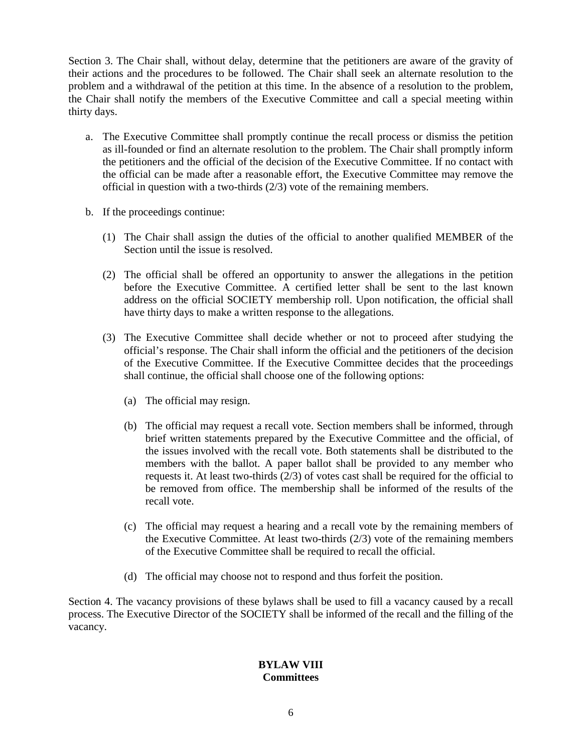Section 3. The Chair shall, without delay, determine that the petitioners are aware of the gravity of their actions and the procedures to be followed. The Chair shall seek an alternate resolution to the problem and a withdrawal of the petition at this time. In the absence of a resolution to the problem, the Chair shall notify the members of the Executive Committee and call a special meeting within thirty days.

a. The Executive Committee shall promptly continue the recall process or dismiss the petition as ill-founded or find an alternate resolution to the problem. The Chair shall promptly inform the petitioners and the official of the decision of the Executive Committee. If no contact with the official can be made after a reasonable effort, the Executive Committee may remove the official in question with a two-thirds (2/3) vote of the remaining members.

b. If the proceedings continue:

   (1) The Chair shall assign the duties of the official to another qualified MEMBER of the Section until the issue is resolved.

   (2) The official shall be offered an opportunity to answer the allegations in the petition before the Executive Committee. A certified letter shall be sent to the last known address on the official SOCIETY membership roll. Upon notification, the official shall have thirty days to make a written response to the allegations.

   (3) The Executive Committee shall decide whether or not to proceed after studying the official's response. The Chair shall inform the official and the petitioners of the decision of the Executive Committee. If the Executive Committee decides that the proceedings shall continue, the official shall choose one of the following options:

      (a) The official may resign.

      (b) The official may request a recall vote. Section members shall be informed, through brief written statements prepared by the Executive Committee and the official, of the issues involved with the recall vote. Both statements shall be distributed to the members with the ballot. A paper ballot shall be provided to any member who requests it. At least two-thirds (2/3) of votes cast shall be required for the official to be removed from office. The membership shall be informed of the results of the recall vote.

      (c) The official may request a hearing and a recall vote by the remaining members of the Executive Committee. At least two-thirds (2/3) vote of the remaining members of the Executive Committee shall be required to recall the official.

      (d) The official may choose not to respond and thus forfeit the position.

Section 4. The vacancy provisions of these bylaws shall be used to fill a vacancy caused by a recall process. The Executive Director of the SOCIETY shall be informed of the recall and the filling of the vacancy.

## BYLAW VIII
## Committees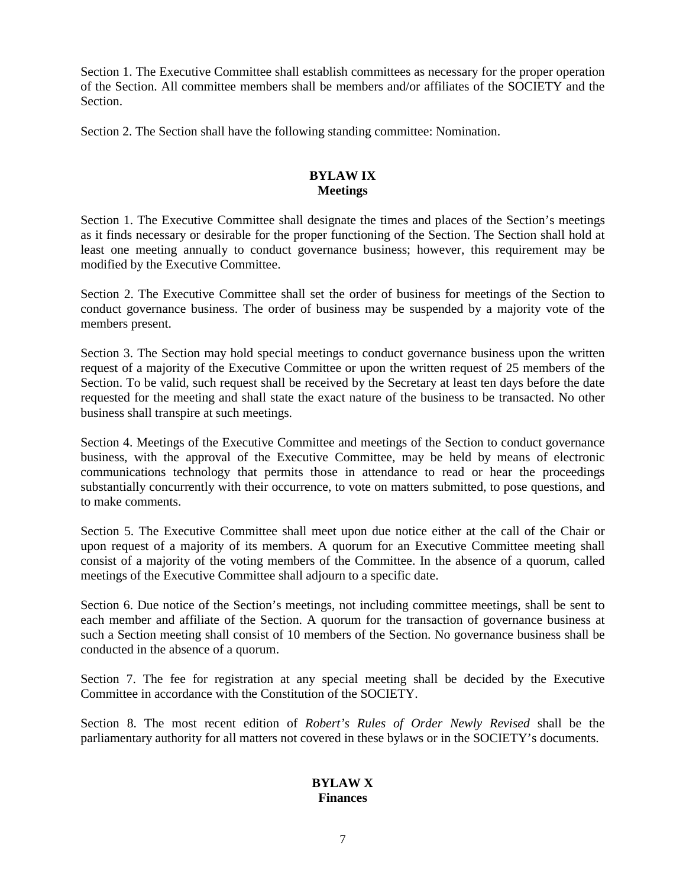Section 1. The Executive Committee shall establish committees as necessary for the proper operation of the Section. All committee members shall be members and/or affiliates of the SOCIETY and the Section.

Section 2. The Section shall have the following standing committee: Nomination.

## BYLAW IX
## Meetings

Section 1. The Executive Committee shall designate the times and places of the Section's meetings as it finds necessary or desirable for the proper functioning of the Section. The Section shall hold at least one meeting annually to conduct governance business; however, this requirement may be modified by the Executive Committee.

Section 2. The Executive Committee shall set the order of business for meetings of the Section to conduct governance business. The order of business may be suspended by a majority vote of the members present.

Section 3. The Section may hold special meetings to conduct governance business upon the written request of a majority of the Executive Committee or upon the written request of 25 members of the Section. To be valid, such request shall be received by the Secretary at least ten days before the date requested for the meeting and shall state the exact nature of the business to be transacted. No other business shall transpire at such meetings.

Section 4. Meetings of the Executive Committee and meetings of the Section to conduct governance business, with the approval of the Executive Committee, may be held by means of electronic communications technology that permits those in attendance to read or hear the proceedings substantially concurrently with their occurrence, to vote on matters submitted, to pose questions, and to make comments.

Section 5. The Executive Committee shall meet upon due notice either at the call of the Chair or upon request of a majority of its members. A quorum for an Executive Committee meeting shall consist of a majority of the voting members of the Committee. In the absence of a quorum, called meetings of the Executive Committee shall adjourn to a specific date.

Section 6. Due notice of the Section's meetings, not including committee meetings, shall be sent to each member and affiliate of the Section. A quorum for the transaction of governance business at such a Section meeting shall consist of 10 members of the Section. No governance business shall be conducted in the absence of a quorum.

Section 7. The fee for registration at any special meeting shall be decided by the Executive Committee in accordance with the Constitution of the SOCIETY.

Section 8. The most recent edition of *Robert's Rules of Order Newly Revised* shall be the parliamentary authority for all matters not covered in these bylaws or in the SOCIETY's documents.

## BYLAW X
## Finances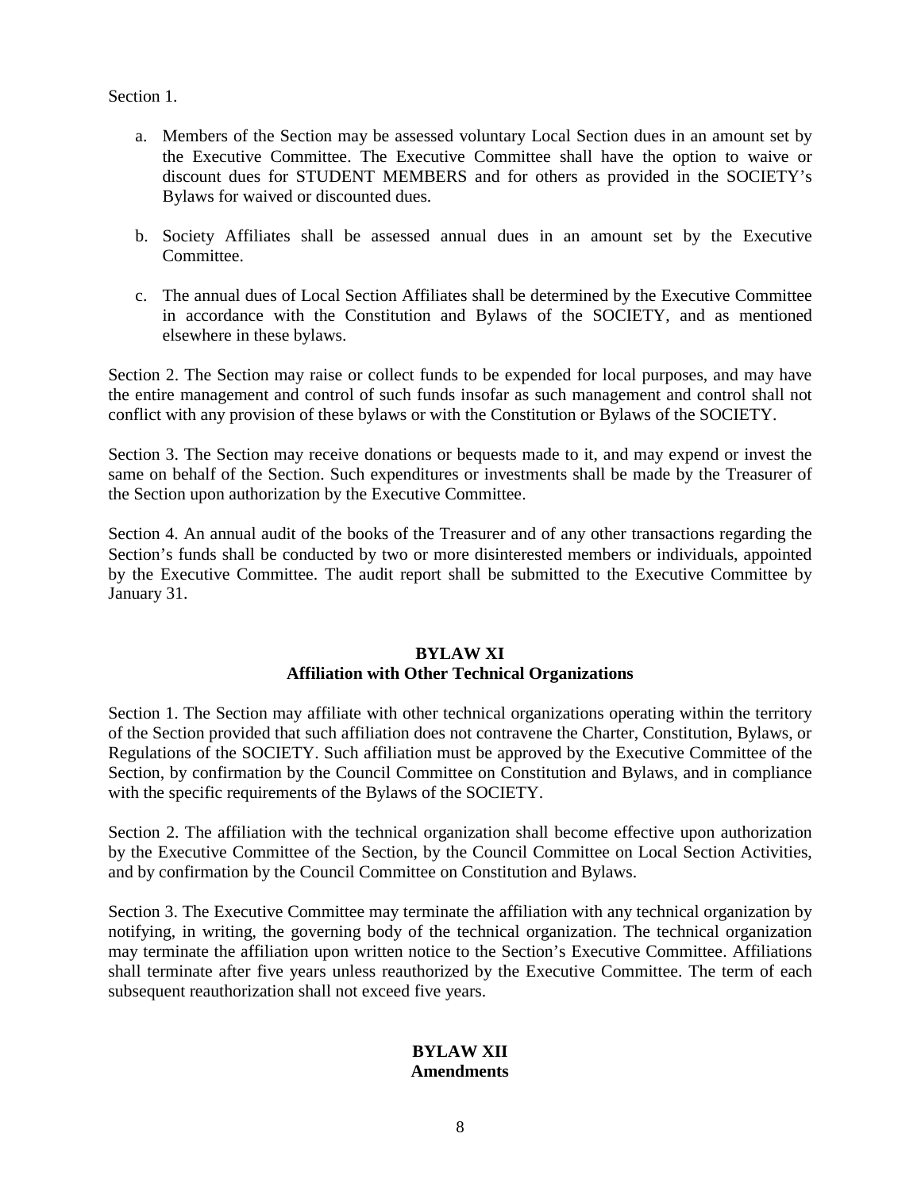Section 1.

a. Members of the Section may be assessed voluntary Local Section dues in an amount set by the Executive Committee. The Executive Committee shall have the option to waive or discount dues for STUDENT MEMBERS and for others as provided in the SOCIETY's Bylaws for waived or discounted dues.

b. Society Affiliates shall be assessed annual dues in an amount set by the Executive Committee.

c. The annual dues of Local Section Affiliates shall be determined by the Executive Committee in accordance with the Constitution and Bylaws of the SOCIETY, and as mentioned elsewhere in these bylaws.

Section 2. The Section may raise or collect funds to be expended for local purposes, and may have the entire management and control of such funds insofar as such management and control shall not conflict with any provision of these bylaws or with the Constitution or Bylaws of the SOCIETY.

Section 3. The Section may receive donations or bequests made to it, and may expend or invest the same on behalf of the Section. Such expenditures or investments shall be made by the Treasurer of the Section upon authorization by the Executive Committee.

Section 4. An annual audit of the books of the Treasurer and of any other transactions regarding the Section's funds shall be conducted by two or more disinterested members or individuals, appointed by the Executive Committee. The audit report shall be submitted to the Executive Committee by January 31.

## BYLAW XI
## Affiliation with Other Technical Organizations

Section 1. The Section may affiliate with other technical organizations operating within the territory of the Section provided that such affiliation does not contravene the Charter, Constitution, Bylaws, or Regulations of the SOCIETY. Such affiliation must be approved by the Executive Committee of the Section, by confirmation by the Council Committee on Constitution and Bylaws, and in compliance with the specific requirements of the Bylaws of the SOCIETY.

Section 2. The affiliation with the technical organization shall become effective upon authorization by the Executive Committee of the Section, by the Council Committee on Local Section Activities, and by confirmation by the Council Committee on Constitution and Bylaws.

Section 3. The Executive Committee may terminate the affiliation with any technical organization by notifying, in writing, the governing body of the technical organization. The technical organization may terminate the affiliation upon written notice to the Section's Executive Committee. Affiliations shall terminate after five years unless reauthorized by the Executive Committee. The term of each subsequent reauthorization shall not exceed five years.

## BYLAW XII
## Amendments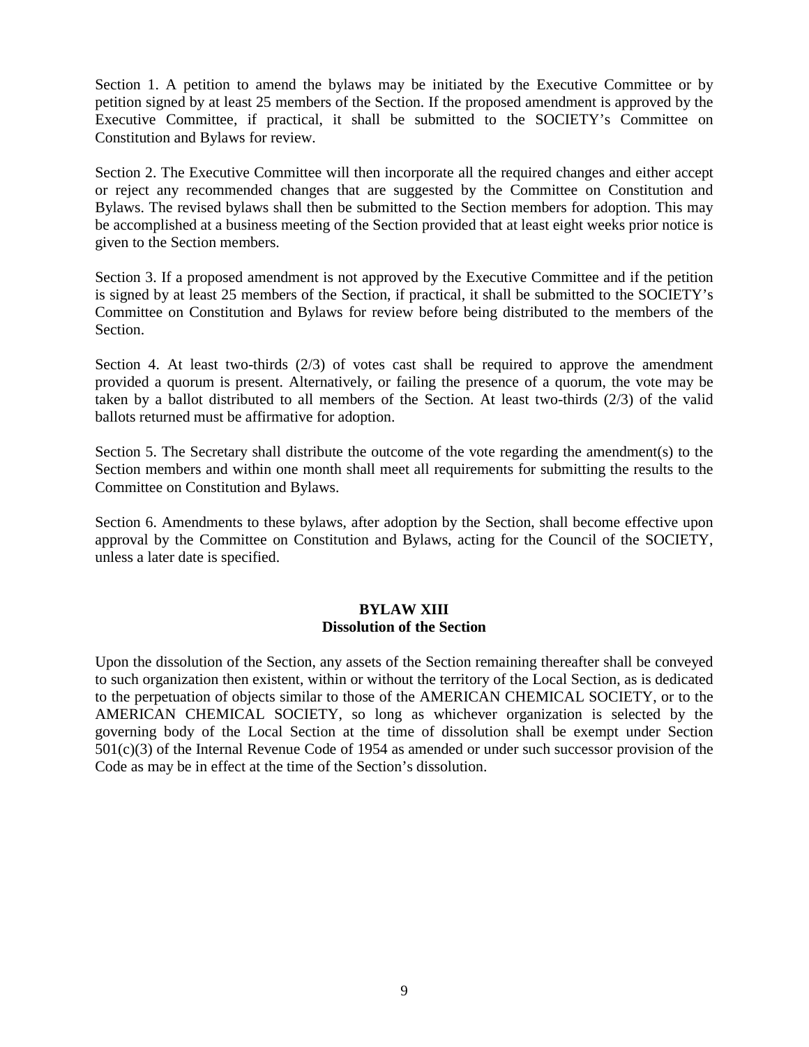Section 1. A petition to amend the bylaws may be initiated by the Executive Committee or by petition signed by at least 25 members of the Section. If the proposed amendment is approved by the Executive Committee, if practical, it shall be submitted to the SOCIETY's Committee on Constitution and Bylaws for review.

Section 2. The Executive Committee will then incorporate all the required changes and either accept or reject any recommended changes that are suggested by the Committee on Constitution and Bylaws. The revised bylaws shall then be submitted to the Section members for adoption. This may be accomplished at a business meeting of the Section provided that at least eight weeks prior notice is given to the Section members.

Section 3. If a proposed amendment is not approved by the Executive Committee and if the petition is signed by at least 25 members of the Section, if practical, it shall be submitted to the SOCIETY's Committee on Constitution and Bylaws for review before being distributed to the members of the Section.

Section 4. At least two-thirds (2/3) of votes cast shall be required to approve the amendment provided a quorum is present. Alternatively, or failing the presence of a quorum, the vote may be taken by a ballot distributed to all members of the Section. At least two-thirds (2/3) of the valid ballots returned must be affirmative for adoption.

Section 5. The Secretary shall distribute the outcome of the vote regarding the amendment(s) to the Section members and within one month shall meet all requirements for submitting the results to the Committee on Constitution and Bylaws.

Section 6. Amendments to these bylaws, after adoption by the Section, shall become effective upon approval by the Committee on Constitution and Bylaws, acting for the Council of the SOCIETY, unless a later date is specified.

## BYLAW XIII
## Dissolution of the Section

Upon the dissolution of the Section, any assets of the Section remaining thereafter shall be conveyed to such organization then existent, within or without the territory of the Local Section, as is dedicated to the perpetuation of objects similar to those of the AMERICAN CHEMICAL SOCIETY, or to the AMERICAN CHEMICAL SOCIETY, so long as whichever organization is selected by the governing body of the Local Section at the time of dissolution shall be exempt under Section 501(c)(3) of the Internal Revenue Code of 1954 as amended or under such successor provision of the Code as may be in effect at the time of the Section's dissolution.